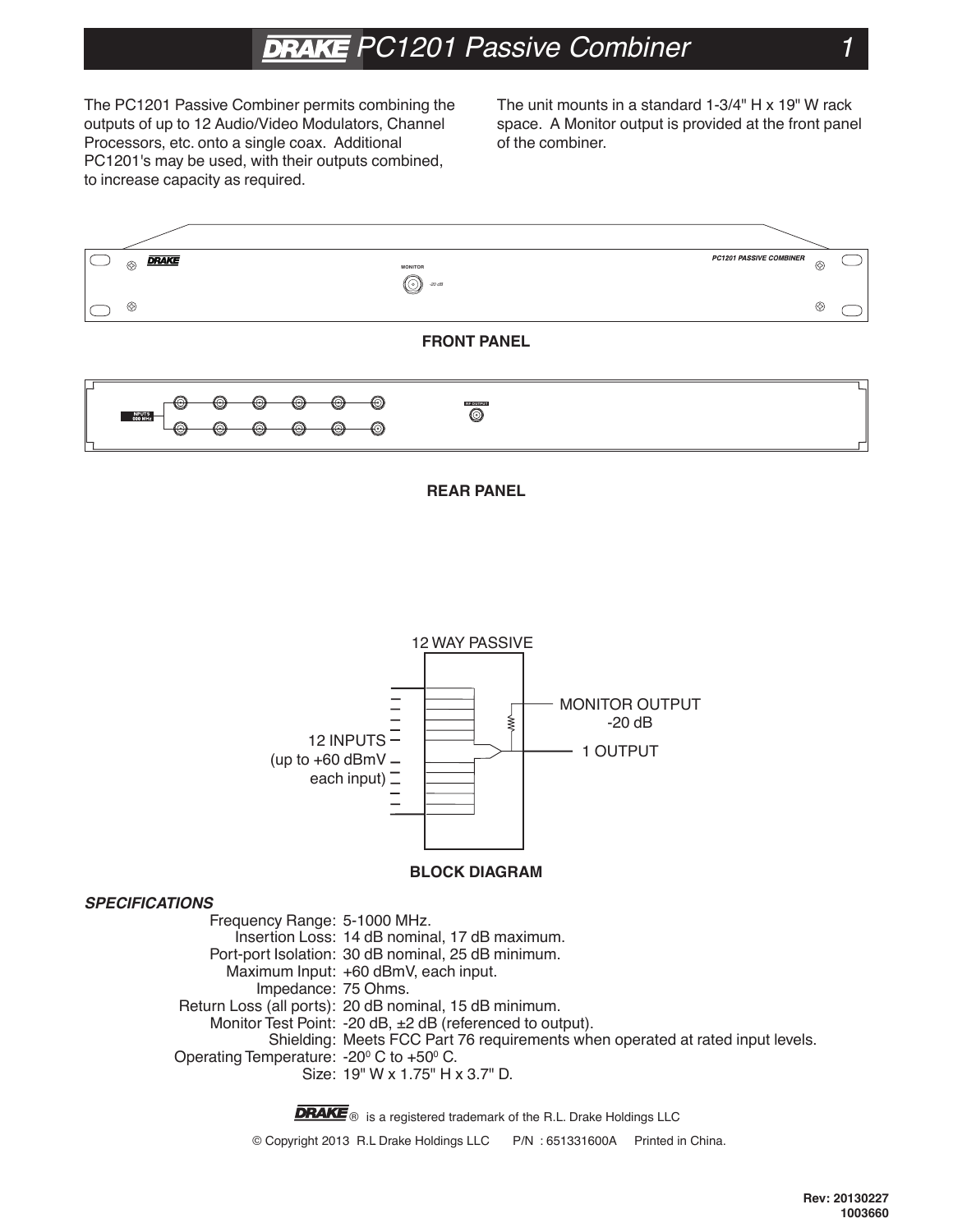# DRAKE PC1201 Passive Combiner

The PC1201 Passive Combiner permits combining the outputs of up to 12 Audio/Video Modulators, Channel Processors, etc. onto a single coax. Additional PC1201's may be used, with their outputs combined, to increase capacity as required.

The unit mounts in a standard 1-3/4" H x 19" W rack space. A Monitor output is provided at the front panel of the combiner.

**FRONT PANEL**

**REAR PANEL**

**BLOCK DIAGRAM**

### *SPECIFICATIONS*

| | |
|---|---|
| Frequency Range: | 5-1000 MHz. |
| Insertion Loss: | 14 dB nominal, 17 dB maximum. |
| Port-port Isolation: | 30 dB nominal, 25 dB minimum. |
| Maximum Input: | +60 dBmV, each input. |
| Impedance: | 75 Ohms. |
| Return Loss (all ports): | 20 dB nominal, 15 dB minimum. |
| Monitor Test Point: | -20 dB, ±2 dB (referenced to output). |
| Shielding: | Meets FCC Part 76 requirements when operated at rated input levels. |
| Operating Temperature: | $-20^0$ C to $+50^0$ C. |
| Size: | 19" W x 1.75" H x 3.7" D. |

DRAKE® is a registered trademark of the R.L. Drake Holdings LLC

© Copyright 2013 R.L Drake Holdings LLC P/N : 651331600A Printed in China.

Rev: 20130227
1003660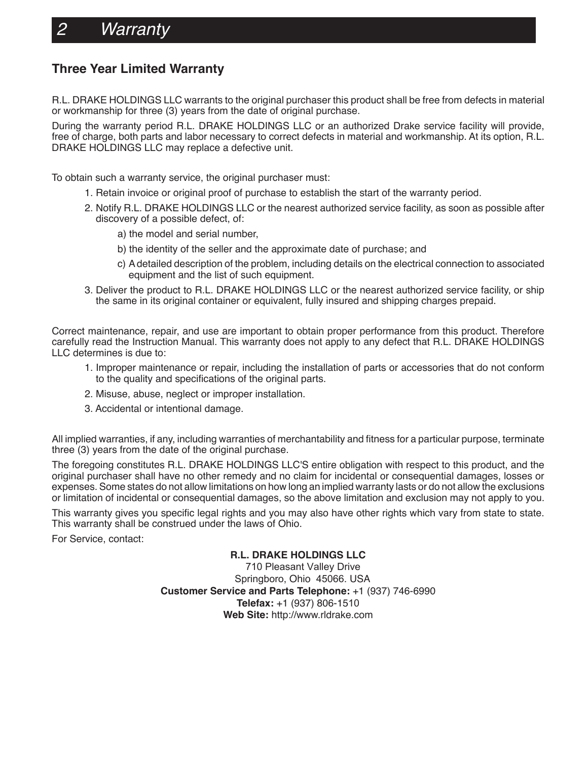# 2 Warranty

## Three Year Limited Warranty

R.L. DRAKE HOLDINGS LLC warrants to the original purchaser this product shall be free from defects in material or workmanship for three (3) years from the date of original purchase.

During the warranty period R.L. DRAKE HOLDINGS LLC or an authorized Drake service facility will provide, free of charge, both parts and labor necessary to correct defects in material and workmanship. At its option, R.L. DRAKE HOLDINGS LLC may replace a defective unit.

To obtain such a warranty service, the original purchaser must:

1. Retain invoice or original proof of purchase to establish the start of the warranty period.
2. Notify R.L. DRAKE HOLDINGS LLC or the nearest authorized service facility, as soon as possible after discovery of a possible defect, of:
   a) the model and serial number,
   b) the identity of the seller and the approximate date of purchase; and
   c) A detailed description of the problem, including details on the electrical connection to associated equipment and the list of such equipment.
3. Deliver the product to R.L. DRAKE HOLDINGS LLC or the nearest authorized service facility, or ship the same in its original container or equivalent, fully insured and shipping charges prepaid.

Correct maintenance, repair, and use are important to obtain proper performance from this product. Therefore carefully read the Instruction Manual. This warranty does not apply to any defect that R.L. DRAKE HOLDINGS LLC determines is due to:

1. Improper maintenance or repair, including the installation of parts or accessories that do not conform to the quality and specifications of the original parts.
2. Misuse, abuse, neglect or improper installation.
3. Accidental or intentional damage.

All implied warranties, if any, including warranties of merchantability and fitness for a particular purpose, terminate three (3) years from the date of the original purchase.

The foregoing constitutes R.L. DRAKE HOLDINGS LLC'S entire obligation with respect to this product, and the original purchaser shall have no other remedy and no claim for incidental or consequential damages, losses or expenses. Some states do not allow limitations on how long an implied warranty lasts or do not allow the exclusions or limitation of incidental or consequential damages, so the above limitation and exclusion may not apply to you.

This warranty gives you specific legal rights and you may also have other rights which vary from state to state. This warranty shall be construed under the laws of Ohio.

For Service, contact:

**R.L. DRAKE HOLDINGS LLC**
710 Pleasant Valley Drive
Springboro, Ohio 45066. USA
**Customer Service and Parts Telephone:** +1 (937) 746-6990
**Telefax:** +1 (937) 806-1510
**Web Site:** http://www.rldrake.com